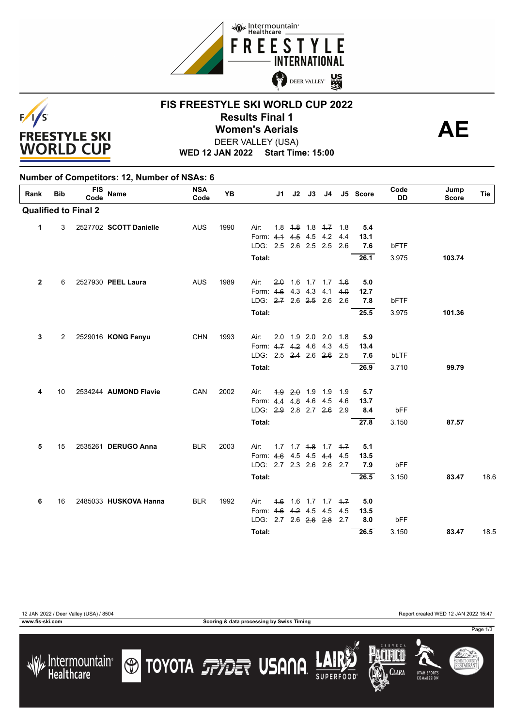# FIS FREESTYLE SKI WORLD CUP 2022

## Results Final 1

## Women's Aerials

**AE**

DEER VALLEY (USA)

**WED 12 JAN 2022 Start Time: 15:00**

**Number of Competitors: 12, Number of NSAs: 6**

| Rank | Bib | FIS Code | Name | NSA Code | YB | | J1 | J2 | J3 | J4 | J5 | Score | Code DD | Jump Score | Tie |
|---|---|---|---|---|---|---|---|---|---|---|---|---|---|---|---|
| **Qualified to Final 2** | | | | | | | | | | | | | | | |
| 1 | 3 | 2527702 | **SCOTT Danielle** | AUS | 1990 | Air: | 1.8 | ~~1.8~~ | 1.8 | ~~1.7~~ | 1.8 | **5.4** | | | |
| | | | | | | Form: | ~~4.1~~ | ~~4.5~~ | 4.5 | 4.2 | 4.4 | **13.1** | | | |
| | | | | | | LDG: | 2.5 | 2.6 | 2.5 | ~~2.5~~ | ~~2.6~~ | **7.6** | bFTF | | |
| | | | | | | **Total:** | | | | | | **26.1** | 3.975 | **103.74** | |
| 2 | 6 | 2527930 | **PEEL Laura** | AUS | 1989 | Air: | ~~2.0~~ | 1.6 | 1.7 | 1.7 | ~~1.6~~ | **5.0** | | | |
| | | | | | | Form: | ~~4.6~~ | 4.3 | 4.3 | 4.1 | ~~4.0~~ | **12.7** | | | |
| | | | | | | LDG: | ~~2.7~~ | 2.6 | ~~2.5~~ | 2.6 | 2.6 | **7.8** | bFTF | | |
| | | | | | | **Total:** | | | | | | **25.5** | 3.975 | **101.36** | |
| 3 | 2 | 2529016 | **KONG Fanyu** | CHN | 1993 | Air: | 2.0 | 1.9 | ~~2.0~~ | 2.0 | ~~1.8~~ | **5.9** | | | |
| | | | | | | Form: | ~~4.7~~ | ~~4.2~~ | 4.6 | 4.3 | 4.5 | **13.4** | | | |
| | | | | | | LDG: | 2.5 | ~~2.4~~ | 2.6 | ~~2.6~~ | 2.5 | **7.6** | bLTF | | |
| | | | | | | **Total:** | | | | | | **26.9** | 3.710 | **99.79** | |
| 4 | 10 | 2534244 | **AUMOND Flavie** | CAN | 2002 | Air: | ~~1.9~~ | ~~2.0~~ | 1.9 | 1.9 | 1.9 | **5.7** | | | |
| | | | | | | Form: | ~~4.4~~ | ~~4.8~~ | 4.6 | 4.5 | 4.6 | **13.7** | | | |
| | | | | | | LDG: | ~~2.9~~ | 2.8 | 2.7 | ~~2.6~~ | 2.9 | **8.4** | bFF | | |
| | | | | | | **Total:** | | | | | | **27.8** | 3.150 | **87.57** | |
| 5 | 15 | 2535261 | **DERUGO Anna** | BLR | 2003 | Air: | 1.7 | 1.7 | ~~1.8~~ | 1.7 | ~~1.7~~ | **5.1** | | | |
| | | | | | | Form: | ~~4.6~~ | 4.5 | 4.5 | ~~4.4~~ | 4.5 | **13.5** | | | |
| | | | | | | LDG: | ~~2.7~~ | ~~2.3~~ | 2.6 | 2.6 | 2.7 | **7.9** | bFF | | |
| | | | | | | **Total:** | | | | | | **26.5** | 3.150 | **83.47** | 18.6 |
| 6 | 16 | 2485033 | **HUSKOVA Hanna** | BLR | 1992 | Air: | ~~1.6~~ | 1.6 | 1.7 | 1.7 | ~~1.7~~ | **5.0** | | | |
| | | | | | | Form: | ~~4.6~~ | ~~4.2~~ | 4.5 | 4.5 | 4.5 | **13.5** | | | |
| | | | | | | LDG: | 2.7 | 2.6 | ~~2.6~~ | ~~2.8~~ | 2.7 | **8.0** | bFF | | |
| | | | | | | **Total:** | | | | | | **26.5** | 3.150 | **83.47** | 18.5 |

12 JAN 2022 / Deer Valley (USA) / 8504 — Report created WED 12 JAN 2022 15:47

www.fis-ski.com — Scoring & data processing by Swiss Timing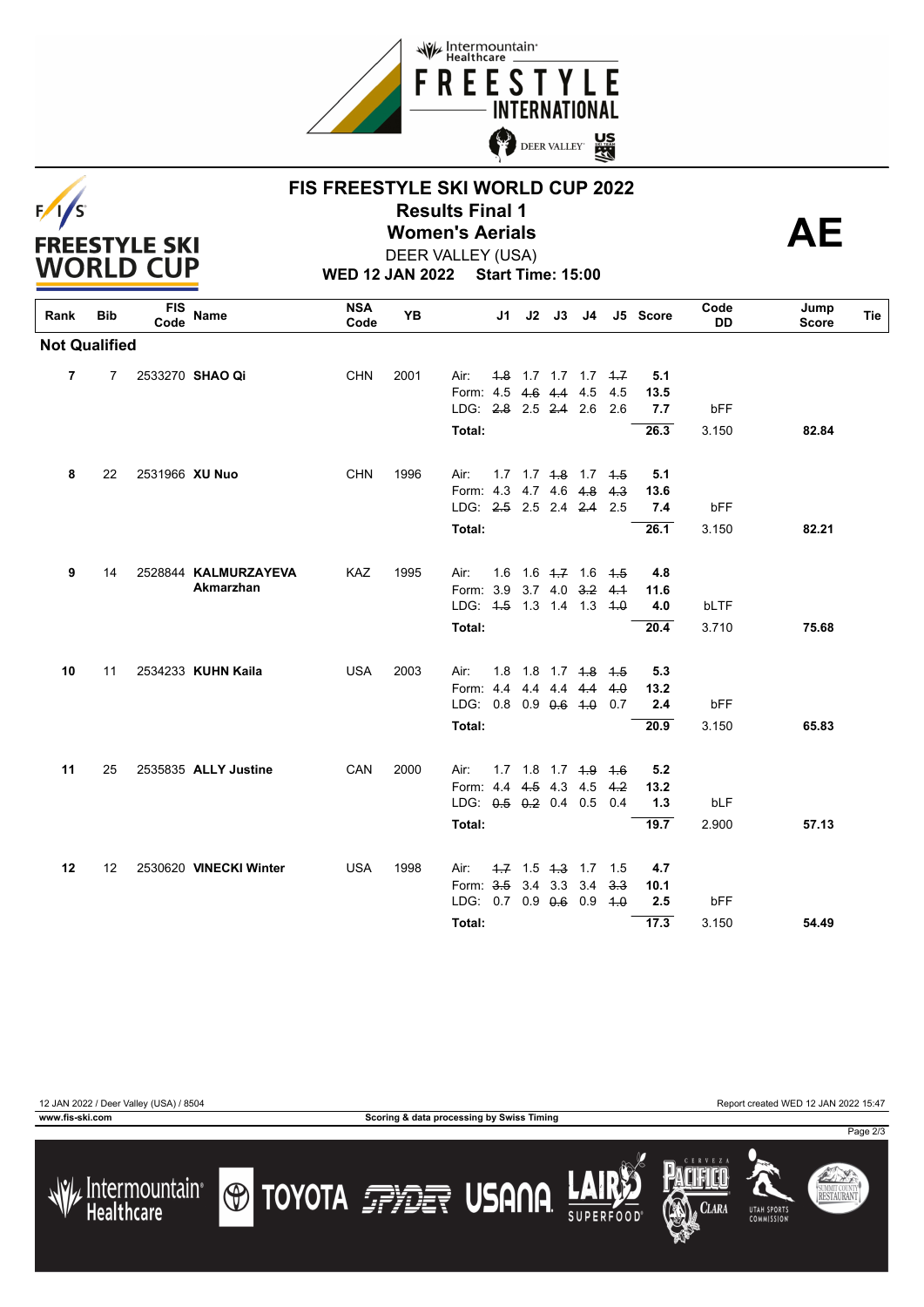# FIS FREESTYLE SKI WORLD CUP 2022

## Results Final 1

## Women's Aerials

DEER VALLEY (USA)

**WED 12 JAN 2022 Start Time: 15:00**

**AE**

| Rank | Bib | FIS Code | Name | NSA Code | YB | | J1 | J2 | J3 | J4 | J5 | Score | Code DD | Jump Score | Tie |
|---|---|---|---|---|---|---|---|---|---|---|---|---|---|---|---|
| **Not Qualified** | | | | | | | | | | | | | | | |
| 7 | 7 | 2533270 | **SHAO Qi** | CHN | 2001 | Air: | ~~1.8~~ | 1.7 | 1.7 | 1.7 | ~~1.7~~ | 5.1 | | | |
| | | | | | | Form: | 4.5 | ~~4.6~~ | ~~4.4~~ | 4.5 | 4.5 | 13.5 | | | |
| | | | | | | LDG: | ~~2.8~~ | 2.5 | ~~2.4~~ | 2.6 | 2.6 | 7.7 | bFF | | |
| | | | | | | **Total:** | | | | | | 26.3 | 3.150 | **82.84** | |
| 8 | 22 | 2531966 | **XU Nuo** | CHN | 1996 | Air: | 1.7 | 1.7 | ~~1.8~~ | 1.7 | ~~1.5~~ | 5.1 | | | |
| | | | | | | Form: | 4.3 | 4.7 | 4.6 | ~~4.8~~ | ~~4.3~~ | 13.6 | | | |
| | | | | | | LDG: | ~~2.5~~ | 2.5 | 2.4 | ~~2.4~~ | 2.5 | 7.4 | bFF | | |
| | | | | | | **Total:** | | | | | | 26.1 | 3.150 | **82.21** | |
| 9 | 14 | 2528844 | **KALMURZAYEVA Akmarzhan** | KAZ | 1995 | Air: | 1.6 | 1.6 | ~~1.7~~ | 1.6 | ~~1.5~~ | 4.8 | | | |
| | | | | | | Form: | 3.9 | 3.7 | 4.0 | ~~3.2~~ | ~~4.1~~ | 11.6 | | | |
| | | | | | | LDG: | ~~1.5~~ | 1.3 | 1.4 | 1.3 | ~~1.0~~ | 4.0 | bLTF | | |
| | | | | | | **Total:** | | | | | | 20.4 | 3.710 | **75.68** | |
| 10 | 11 | 2534233 | **KUHN Kaila** | USA | 2003 | Air: | 1.8 | 1.8 | 1.7 | ~~1.8~~ | ~~1.5~~ | 5.3 | | | |
| | | | | | | Form: | 4.4 | 4.4 | 4.4 | ~~4.4~~ | ~~4.0~~ | 13.2 | | | |
| | | | | | | LDG: | 0.8 | 0.9 | ~~0.6~~ | ~~1.0~~ | 0.7 | 2.4 | bFF | | |
| | | | | | | **Total:** | | | | | | 20.9 | 3.150 | **65.83** | |
| 11 | 25 | 2535835 | **ALLY Justine** | CAN | 2000 | Air: | 1.7 | 1.8 | 1.7 | ~~1.9~~ | ~~1.6~~ | 5.2 | | | |
| | | | | | | Form: | 4.4 | ~~4.5~~ | 4.3 | 4.5 | ~~4.2~~ | 13.2 | | | |
| | | | | | | LDG: | ~~0.5~~ | ~~0.2~~ | 0.4 | 0.5 | 0.4 | 1.3 | bLF | | |
| | | | | | | **Total:** | | | | | | 19.7 | 2.900 | **57.13** | |
| 12 | 12 | 2530620 | **VINECKI Winter** | USA | 1998 | Air: | ~~1.7~~ | 1.5 | ~~1.3~~ | 1.7 | 1.5 | 4.7 | | | |
| | | | | | | Form: | ~~3.5~~ | 3.4 | 3.3 | 3.4 | ~~3.3~~ | 10.1 | | | |
| | | | | | | LDG: | 0.7 | 0.9 | ~~0.6~~ | 0.9 | ~~1.0~~ | 2.5 | bFF | | |
| | | | | | | **Total:** | | | | | | 17.3 | 3.150 | **54.49** | |

12 JAN 2022 / Deer Valley (USA) / 8504

Report created WED 12 JAN 2022 15:47

www.fis-ski.com

Scoring & data processing by Swiss Timing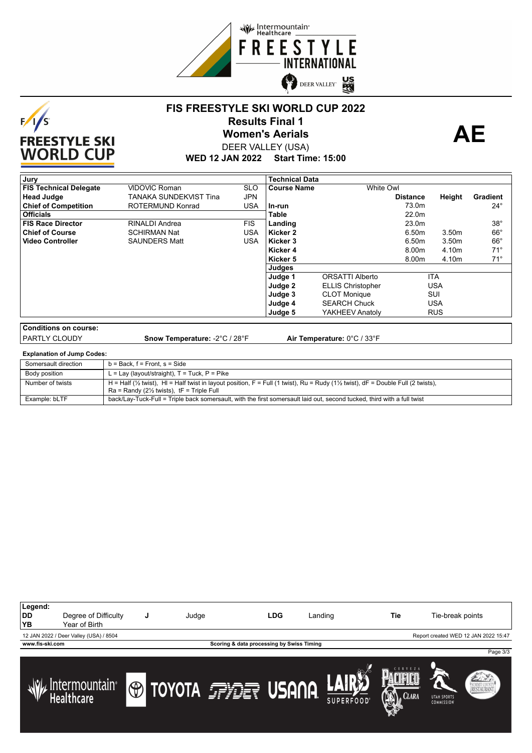# FIS FREESTYLE SKI WORLD CUP 2022

## Results Final 1

## Women's Aerials

**AE**

DEER VALLEY (USA)

**WED 12 JAN 2022 Start Time: 15:00**

| Jury | | |
|---|---|---|
| **FIS Technical Delegate** | VIDOVIC Roman | SLO |
| **Head Judge** | TANAKA SUNDEKVIST Tina | JPN |
| **Chief of Competition** | ROTERMUND Konrad | USA |
| **Officials** | | |
| **FIS Race Director** | RINALDI Andrea | FIS |
| **Chief of Course** | SCHIRMAN Nat | USA |
| **Video Controller** | SAUNDERS Matt | USA |

| Technical Data | | | |
|---|---|---|---|
| **Course Name** | White Owl | | |
| | **Distance** | **Height** | **Gradient** |
| **In-run** | 73.0m | | 24° |
| **Table** | 22.0m | | |
| **Landing** | 23.0m | | 38° |
| **Kicker 2** | 6.50m | 3.50m | 66° |
| **Kicker 3** | 6.50m | 3.50m | 66° |
| **Kicker 4** | 8.00m | 4.10m | 71° |
| **Kicker 5** | 8.00m | 4.10m | 71° |

| Judges | | |
|---|---|---|
| **Judge 1** | ORSATTI Alberto | ITA |
| **Judge 2** | ELLIS Christopher | USA |
| **Judge 3** | CLOT Monique | SUI |
| **Judge 4** | SEARCH Chuck | USA |
| **Judge 5** | YAKHEEV Anatoly | RUS |

**Conditions on course:**

PARTLY CLOUDY **Snow Temperature:** -2°C / 28°F **Air Temperature:** 0°C / 33°F

**Explanation of Jump Codes:**

| | |
|---|---|
| Somersault direction | b = Back, f = Front, s = Side |
| Body position | L = Lay (layout/straight), T = Tuck, P = Pike |
| Number of twists | H = Half (½ twist), Hl = Half twist in layout position, F = Full (1 twist), Ru = Rudy (1½ twist), dF = Double Full (2 twists), Ra = Randy (2½ twists), tF = Triple Full |
| Example: bLTF | back/Lay-Tuck-Full = Triple back somersault, with the first somersault laid out, second tucked, third with a full twist |

| Legend: | | | | | | | |
|---|---|---|---|---|---|---|---|
| **DD** | Degree of Difficulty | **J** | Judge | **LDG** | Landing | **Tie** | Tie-break points |
| **YB** | Year of Birth | | | | | | |

12 JAN 2022 / Deer Valley (USA) / 8504 — Report created WED 12 JAN 2022 15:47

www.fis-ski.com — Scoring & data processing by Swiss Timing